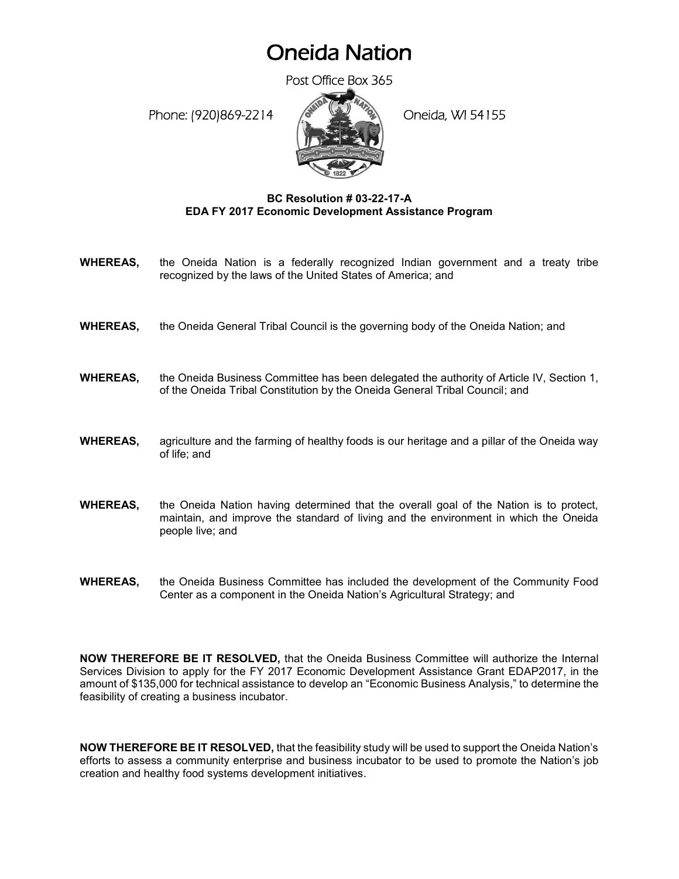# Oneida Nation

Post Office Box 365

Phone: (920)869-2214 Oneida, WI 54155

**BC Resolution # 03-22-17-A**
**EDA FY 2017 Economic Development Assistance Program**

**WHEREAS,** the Oneida Nation is a federally recognized Indian government and a treaty tribe recognized by the laws of the United States of America; and

**WHEREAS,** the Oneida General Tribal Council is the governing body of the Oneida Nation; and

**WHEREAS,** the Oneida Business Committee has been delegated the authority of Article IV, Section 1, of the Oneida Tribal Constitution by the Oneida General Tribal Council; and

**WHEREAS,** agriculture and the farming of healthy foods is our heritage and a pillar of the Oneida way of life; and

**WHEREAS,** the Oneida Nation having determined that the overall goal of the Nation is to protect, maintain, and improve the standard of living and the environment in which the Oneida people live; and

**WHEREAS,** the Oneida Business Committee has included the development of the Community Food Center as a component in the Oneida Nation's Agricultural Strategy; and

**NOW THEREFORE BE IT RESOLVED,** that the Oneida Business Committee will authorize the Internal Services Division to apply for the FY 2017 Economic Development Assistance Grant EDAP2017, in the amount of $135,000 for technical assistance to develop an "Economic Business Analysis," to determine the feasibility of creating a business incubator.

**NOW THEREFORE BE IT RESOLVED,** that the feasibility study will be used to support the Oneida Nation's efforts to assess a community enterprise and business incubator to be used to promote the Nation's job creation and healthy food systems development initiatives.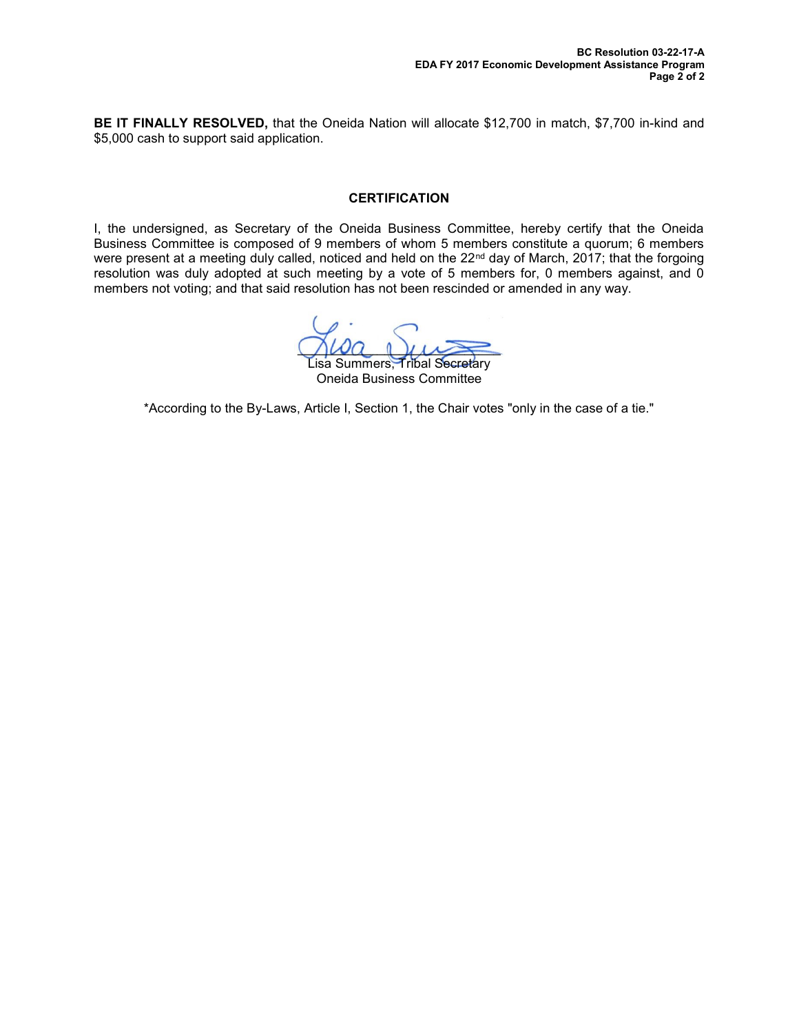**BE IT FINALLY RESOLVED,** that the Oneida Nation will allocate $12,700 in match, $7,700 in-kind and $5,000 cash to support said application.

## CERTIFICATION

I, the undersigned, as Secretary of the Oneida Business Committee, hereby certify that the Oneida Business Committee is composed of 9 members of whom 5 members constitute a quorum; 6 members were present at a meeting duly called, noticed and held on the 22nd day of March, 2017; that the forgoing resolution was duly adopted at such meeting by a vote of 5 members for, 0 members against, and 0 members not voting; and that said resolution has not been rescinded or amended in any way.

Lisa Summers, Tribal Secretary
Oneida Business Committee

*According to the By-Laws, Article I, Section 1, the Chair votes "only in the case of a tie."